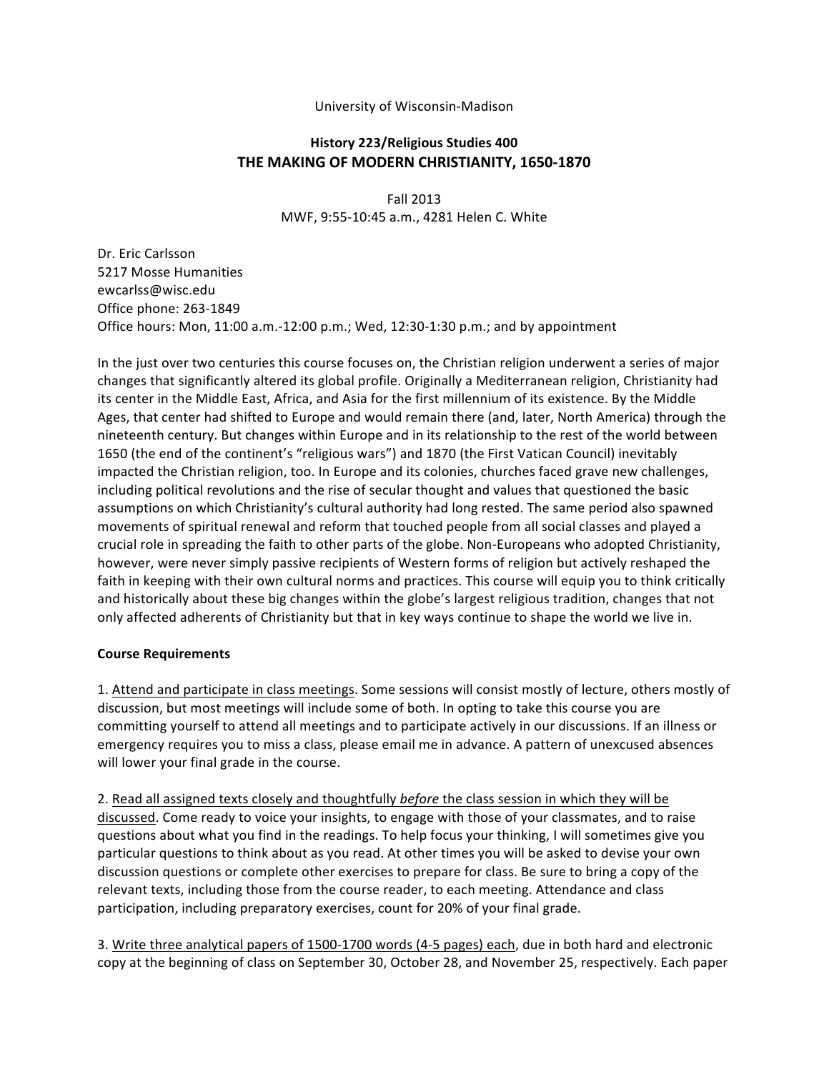University of Wisconsin-Madison

**History 223/Religious Studies 400**

# THE MAKING OF MODERN CHRISTIANITY, 1650-1870

Fall 2013
MWF, 9:55-10:45 a.m., 4281 Helen C. White

Dr. Eric Carlsson
5217 Mosse Humanities
ewcarlss@wisc.edu
Office phone: 263-1849
Office hours: Mon, 11:00 a.m.-12:00 p.m.; Wed, 12:30-1:30 p.m.; and by appointment

In the just over two centuries this course focuses on, the Christian religion underwent a series of major changes that significantly altered its global profile. Originally a Mediterranean religion, Christianity had its center in the Middle East, Africa, and Asia for the first millennium of its existence. By the Middle Ages, that center had shifted to Europe and would remain there (and, later, North America) through the nineteenth century. But changes within Europe and in its relationship to the rest of the world between 1650 (the end of the continent's "religious wars") and 1870 (the First Vatican Council) inevitably impacted the Christian religion, too. In Europe and its colonies, churches faced grave new challenges, including political revolutions and the rise of secular thought and values that questioned the basic assumptions on which Christianity's cultural authority had long rested. The same period also spawned movements of spiritual renewal and reform that touched people from all social classes and played a crucial role in spreading the faith to other parts of the globe. Non-Europeans who adopted Christianity, however, were never simply passive recipients of Western forms of religion but actively reshaped the faith in keeping with their own cultural norms and practices. This course will equip you to think critically and historically about these big changes within the globe's largest religious tradition, changes that not only affected adherents of Christianity but that in key ways continue to shape the world we live in.

**Course Requirements**

1. <u>Attend and participate in class meetings</u>. Some sessions will consist mostly of lecture, others mostly of discussion, but most meetings will include some of both. In opting to take this course you are committing yourself to attend all meetings and to participate actively in our discussions. If an illness or emergency requires you to miss a class, please email me in advance. A pattern of unexcused absences will lower your final grade in the course.

2. <u>Read all assigned texts closely and thoughtfully *before* the class session in which they will be discussed</u>. Come ready to voice your insights, to engage with those of your classmates, and to raise questions about what you find in the readings. To help focus your thinking, I will sometimes give you particular questions to think about as you read. At other times you will be asked to devise your own discussion questions or complete other exercises to prepare for class. Be sure to bring a copy of the relevant texts, including those from the course reader, to each meeting. Attendance and class participation, including preparatory exercises, count for 20% of your final grade.

3. <u>Write three analytical papers of 1500-1700 words (4-5 pages) each</u>, due in both hard and electronic copy at the beginning of class on September 30, October 28, and November 25, respectively. Each paper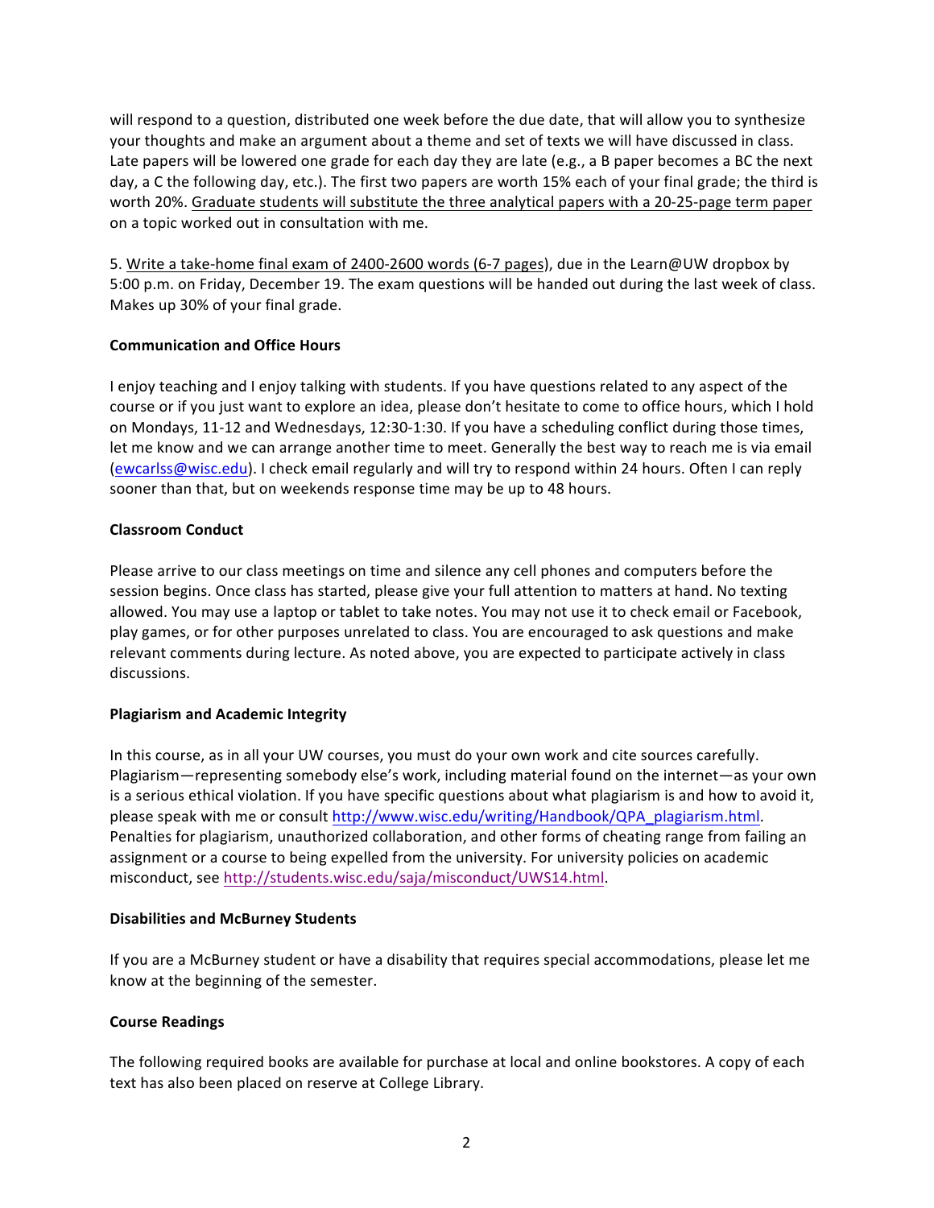will respond to a question, distributed one week before the due date, that will allow you to synthesize your thoughts and make an argument about a theme and set of texts we will have discussed in class. Late papers will be lowered one grade for each day they are late (e.g., a B paper becomes a BC the next day, a C the following day, etc.). The first two papers are worth 15% each of your final grade; the third is worth 20%. <u>Graduate students will substitute the three analytical papers with a 20-25-page term paper</u> on a topic worked out in consultation with me.

5. <u>Write a take-home final exam of 2400-2600 words (6-7 pages)</u>, due in the Learn@UW dropbox by 5:00 p.m. on Friday, December 19. The exam questions will be handed out during the last week of class. Makes up 30% of your final grade.

**Communication and Office Hours**

I enjoy teaching and I enjoy talking with students. If you have questions related to any aspect of the course or if you just want to explore an idea, please don't hesitate to come to office hours, which I hold on Mondays, 11-12 and Wednesdays, 12:30-1:30. If you have a scheduling conflict during those times, let me know and we can arrange another time to meet. Generally the best way to reach me is via email (ewcarlss@wisc.edu). I check email regularly and will try to respond within 24 hours. Often I can reply sooner than that, but on weekends response time may be up to 48 hours.

**Classroom Conduct**

Please arrive to our class meetings on time and silence any cell phones and computers before the session begins. Once class has started, please give your full attention to matters at hand. No texting allowed. You may use a laptop or tablet to take notes. You may not use it to check email or Facebook, play games, or for other purposes unrelated to class. You are encouraged to ask questions and make relevant comments during lecture. As noted above, you are expected to participate actively in class discussions.

**Plagiarism and Academic Integrity**

In this course, as in all your UW courses, you must do your own work and cite sources carefully. Plagiarism—representing somebody else's work, including material found on the internet—as your own is a serious ethical violation. If you have specific questions about what plagiarism is and how to avoid it, please speak with me or consult http://www.wisc.edu/writing/Handbook/QPA_plagiarism.html. Penalties for plagiarism, unauthorized collaboration, and other forms of cheating range from failing an assignment or a course to being expelled from the university. For university policies on academic misconduct, see http://students.wisc.edu/saja/misconduct/UWS14.html.

**Disabilities and McBurney Students**

If you are a McBurney student or have a disability that requires special accommodations, please let me know at the beginning of the semester.

**Course Readings**

The following required books are available for purchase at local and online bookstores. A copy of each text has also been placed on reserve at College Library.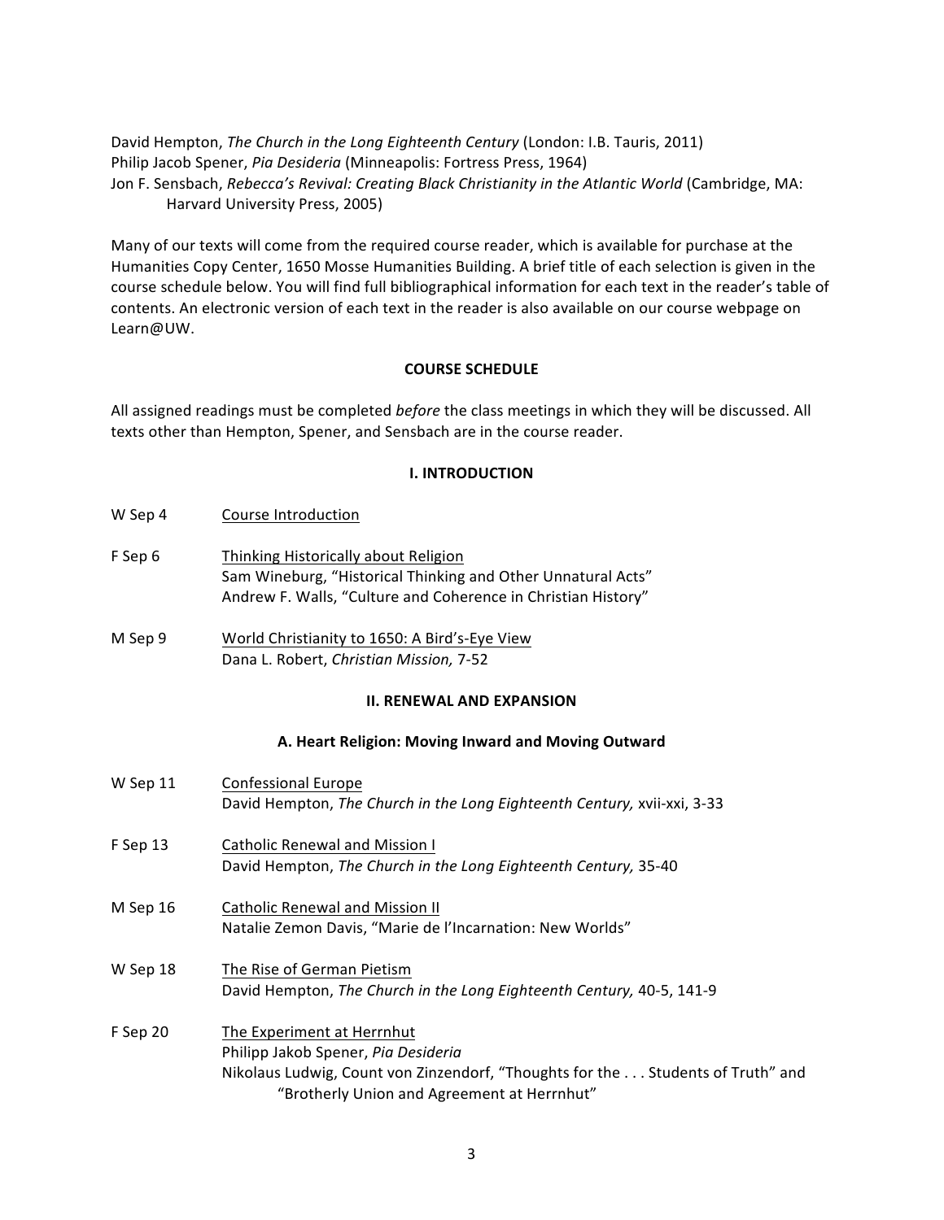David Hempton, *The Church in the Long Eighteenth Century* (London: I.B. Tauris, 2011)
Philip Jacob Spener, *Pia Desideria* (Minneapolis: Fortress Press, 1964)
Jon F. Sensbach, *Rebecca's Revival: Creating Black Christianity in the Atlantic World* (Cambridge, MA: Harvard University Press, 2005)

Many of our texts will come from the required course reader, which is available for purchase at the Humanities Copy Center, 1650 Mosse Humanities Building. A brief title of each selection is given in the course schedule below. You will find full bibliographical information for each text in the reader's table of contents. An electronic version of each text in the reader is also available on our course webpage on Learn@UW.

## COURSE SCHEDULE

All assigned readings must be completed *before* the class meetings in which they will be discussed. All texts other than Hempton, Spener, and Sensbach are in the course reader.

### I. INTRODUCTION

W Sep 4 — Course Introduction

F Sep 6 — Thinking Historically about Religion
Sam Wineburg, "Historical Thinking and Other Unnatural Acts"
Andrew F. Walls, "Culture and Coherence in Christian History"

M Sep 9 — World Christianity to 1650: A Bird's-Eye View
Dana L. Robert, *Christian Mission,* 7-52

### II. RENEWAL AND EXPANSION

#### A. Heart Religion: Moving Inward and Moving Outward

W Sep 11 — Confessional Europe
David Hempton, *The Church in the Long Eighteenth Century,* xvii-xxi, 3-33

F Sep 13 — Catholic Renewal and Mission I
David Hempton, *The Church in the Long Eighteenth Century,* 35-40

M Sep 16 — Catholic Renewal and Mission II
Natalie Zemon Davis, "Marie de l'Incarnation: New Worlds"

W Sep 18 — The Rise of German Pietism
David Hempton, *The Church in the Long Eighteenth Century,* 40-5, 141-9

F Sep 20 — The Experiment at Herrnhut
Philipp Jakob Spener, *Pia Desideria*
Nikolaus Ludwig, Count von Zinzendorf, "Thoughts for the . . . Students of Truth" and "Brotherly Union and Agreement at Herrnhut"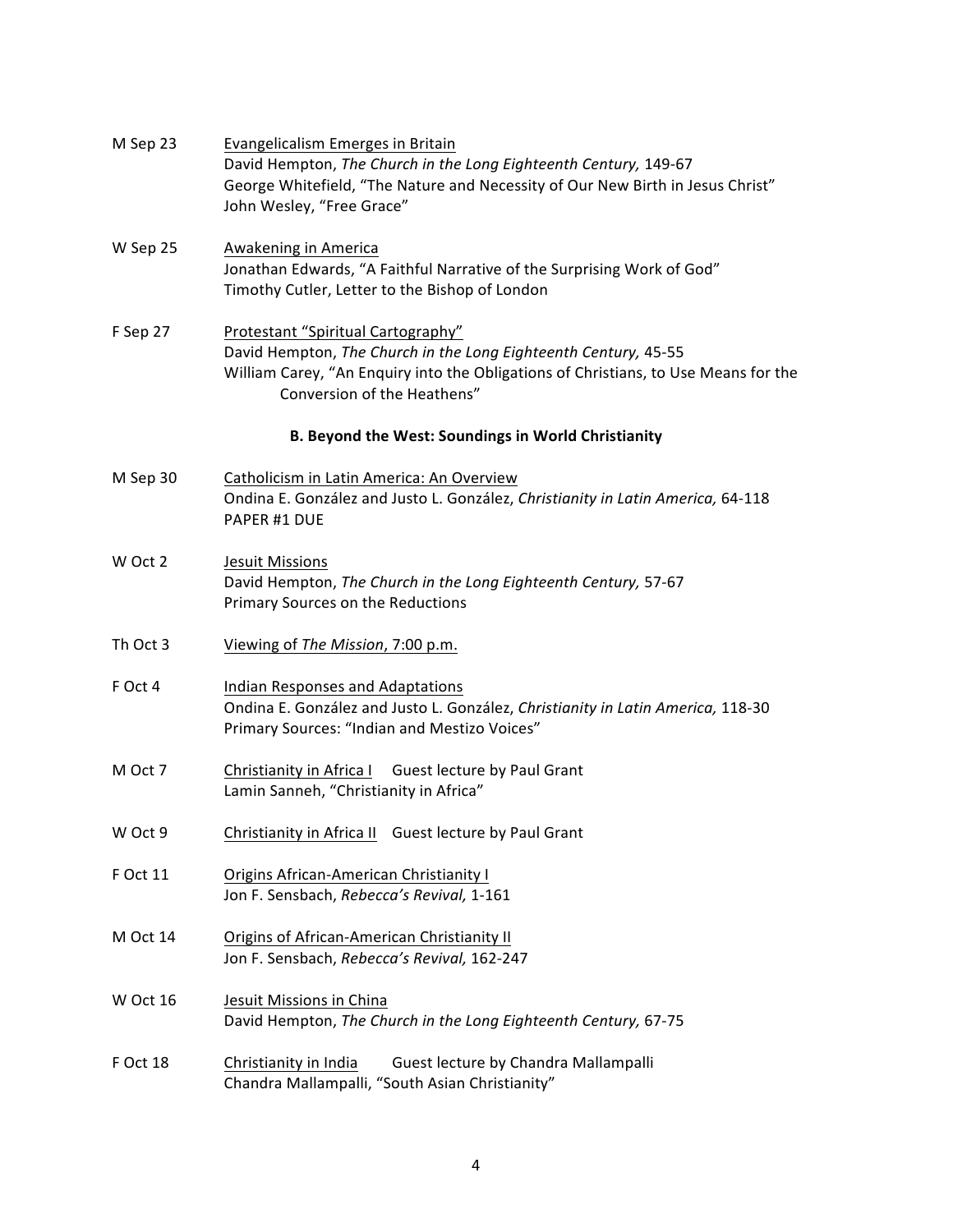M Sep 23 Evangelicalism Emerges in Britain
David Hempton, *The Church in the Long Eighteenth Century,* 149-67
George Whitefield, "The Nature and Necessity of Our New Birth in Jesus Christ"
John Wesley, "Free Grace"

W Sep 25 Awakening in America
Jonathan Edwards, "A Faithful Narrative of the Surprising Work of God"
Timothy Cutler, Letter to the Bishop of London

F Sep 27 Protestant "Spiritual Cartography"
David Hempton, *The Church in the Long Eighteenth Century,* 45-55
William Carey, "An Enquiry into the Obligations of Christians, to Use Means for the Conversion of the Heathens"

**B. Beyond the West: Soundings in World Christianity**

M Sep 30 Catholicism in Latin America: An Overview
Ondina E. González and Justo L. González, *Christianity in Latin America,* 64-118
PAPER #1 DUE

W Oct 2 Jesuit Missions
David Hempton, *The Church in the Long Eighteenth Century,* 57-67
Primary Sources on the Reductions

Th Oct 3 Viewing of *The Mission*, 7:00 p.m.

F Oct 4 Indian Responses and Adaptations
Ondina E. González and Justo L. González, *Christianity in Latin America,* 118-30
Primary Sources: "Indian and Mestizo Voices"

M Oct 7 Christianity in Africa I Guest lecture by Paul Grant
Lamin Sanneh, "Christianity in Africa"

W Oct 9 Christianity in Africa II Guest lecture by Paul Grant

F Oct 11 Origins African-American Christianity I
Jon F. Sensbach, *Rebecca's Revival,* 1-161

M Oct 14 Origins of African-American Christianity II
Jon F. Sensbach, *Rebecca's Revival,* 162-247

W Oct 16 Jesuit Missions in China
David Hempton, *The Church in the Long Eighteenth Century,* 67-75

F Oct 18 Christianity in India Guest lecture by Chandra Mallampalli
Chandra Mallampalli, "South Asian Christianity"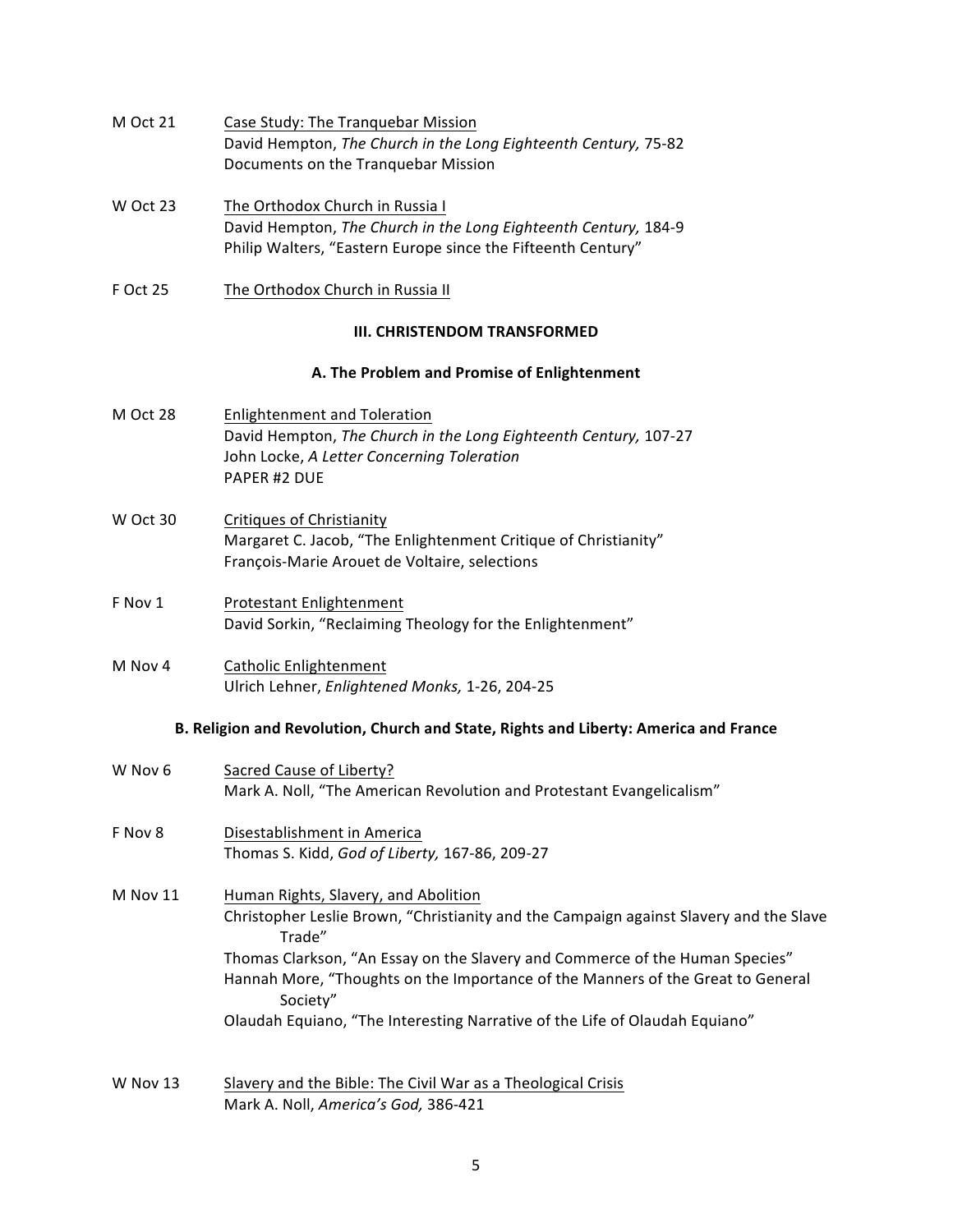M Oct 21 — Case Study: The Tranquebar Mission
David Hempton, *The Church in the Long Eighteenth Century,* 75-82
Documents on the Tranquebar Mission

W Oct 23 — The Orthodox Church in Russia I
David Hempton, *The Church in the Long Eighteenth Century,* 184-9
Philip Walters, "Eastern Europe since the Fifteenth Century"

F Oct 25 — The Orthodox Church in Russia II

## III. CHRISTENDOM TRANSFORMED

### A. The Problem and Promise of Enlightenment

M Oct 28 — Enlightenment and Toleration
David Hempton, *The Church in the Long Eighteenth Century,* 107-27
John Locke, *A Letter Concerning Toleration*
PAPER #2 DUE

W Oct 30 — Critiques of Christianity
Margaret C. Jacob, "The Enlightenment Critique of Christianity"
François-Marie Arouet de Voltaire, selections

F Nov 1 — Protestant Enlightenment
David Sorkin, "Reclaiming Theology for the Enlightenment"

M Nov 4 — Catholic Enlightenment
Ulrich Lehner, *Enlightened Monks,* 1-26, 204-25

### B. Religion and Revolution, Church and State, Rights and Liberty: America and France

W Nov 6 — Sacred Cause of Liberty?
Mark A. Noll, "The American Revolution and Protestant Evangelicalism"

F Nov 8 — Disestablishment in America
Thomas S. Kidd, *God of Liberty,* 167-86, 209-27

M Nov 11 — Human Rights, Slavery, and Abolition
Christopher Leslie Brown, "Christianity and the Campaign against Slavery and the Slave Trade"
Thomas Clarkson, "An Essay on the Slavery and Commerce of the Human Species"
Hannah More, "Thoughts on the Importance of the Manners of the Great to General Society"
Olaudah Equiano, "The Interesting Narrative of the Life of Olaudah Equiano"

W Nov 13 — Slavery and the Bible: The Civil War as a Theological Crisis
Mark A. Noll, *America's God,* 386-421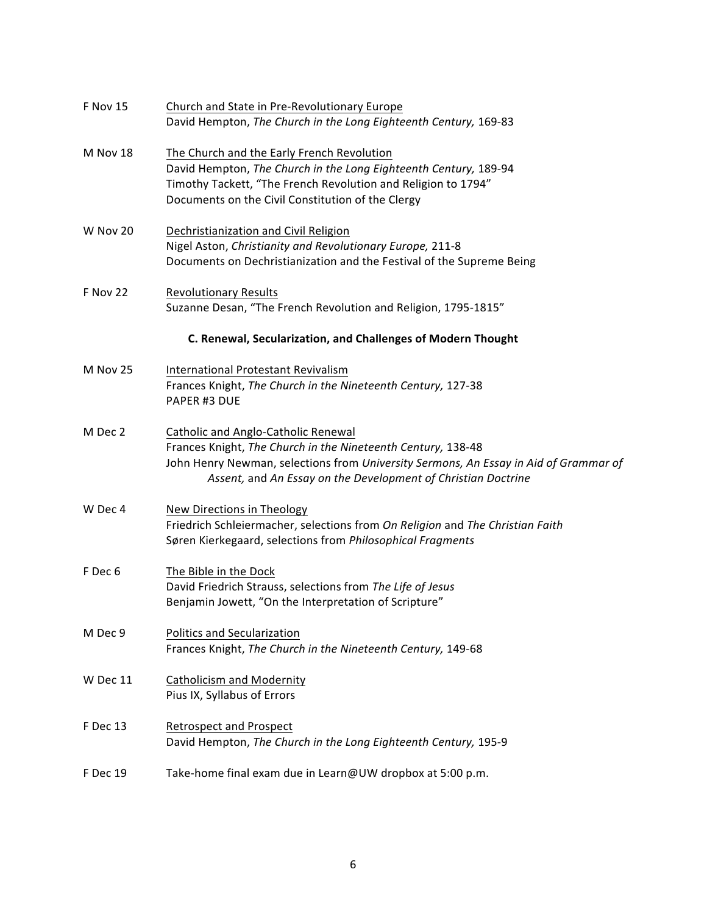F Nov 15 — <u>Church and State in Pre-Revolutionary Europe</u>
David Hempton, *The Church in the Long Eighteenth Century,* 169-83

M Nov 18 — <u>The Church and the Early French Revolution</u>
David Hempton, *The Church in the Long Eighteenth Century,* 189-94
Timothy Tackett, "The French Revolution and Religion to 1794"
Documents on the Civil Constitution of the Clergy

W Nov 20 — <u>Dechristianization and Civil Religion</u>
Nigel Aston, *Christianity and Revolutionary Europe,* 211-8
Documents on Dechristianization and the Festival of the Supreme Being

F Nov 22 — <u>Revolutionary Results</u>
Suzanne Desan, "The French Revolution and Religion, 1795-1815"

### C. Renewal, Secularization, and Challenges of Modern Thought

M Nov 25 — <u>International Protestant Revivalism</u>
Frances Knight, *The Church in the Nineteenth Century,* 127-38
PAPER #3 DUE

M Dec 2 — <u>Catholic and Anglo-Catholic Renewal</u>
Frances Knight, *The Church in the Nineteenth Century,* 138-48
John Henry Newman, selections from *University Sermons, An Essay in Aid of Grammar of Assent,* and *An Essay on the Development of Christian Doctrine*

W Dec 4 — <u>New Directions in Theology</u>
Friedrich Schleiermacher, selections from *On Religion* and *The Christian Faith*
Søren Kierkegaard, selections from *Philosophical Fragments*

F Dec 6 — <u>The Bible in the Dock</u>
David Friedrich Strauss, selections from *The Life of Jesus*
Benjamin Jowett, "On the Interpretation of Scripture"

M Dec 9 — <u>Politics and Secularization</u>
Frances Knight, *The Church in the Nineteenth Century,* 149-68

W Dec 11 — <u>Catholicism and Modernity</u>
Pius IX, Syllabus of Errors

F Dec 13 — <u>Retrospect and Prospect</u>
David Hempton, *The Church in the Long Eighteenth Century,* 195-9

F Dec 19 — Take-home final exam due in Learn@UW dropbox at 5:00 p.m.